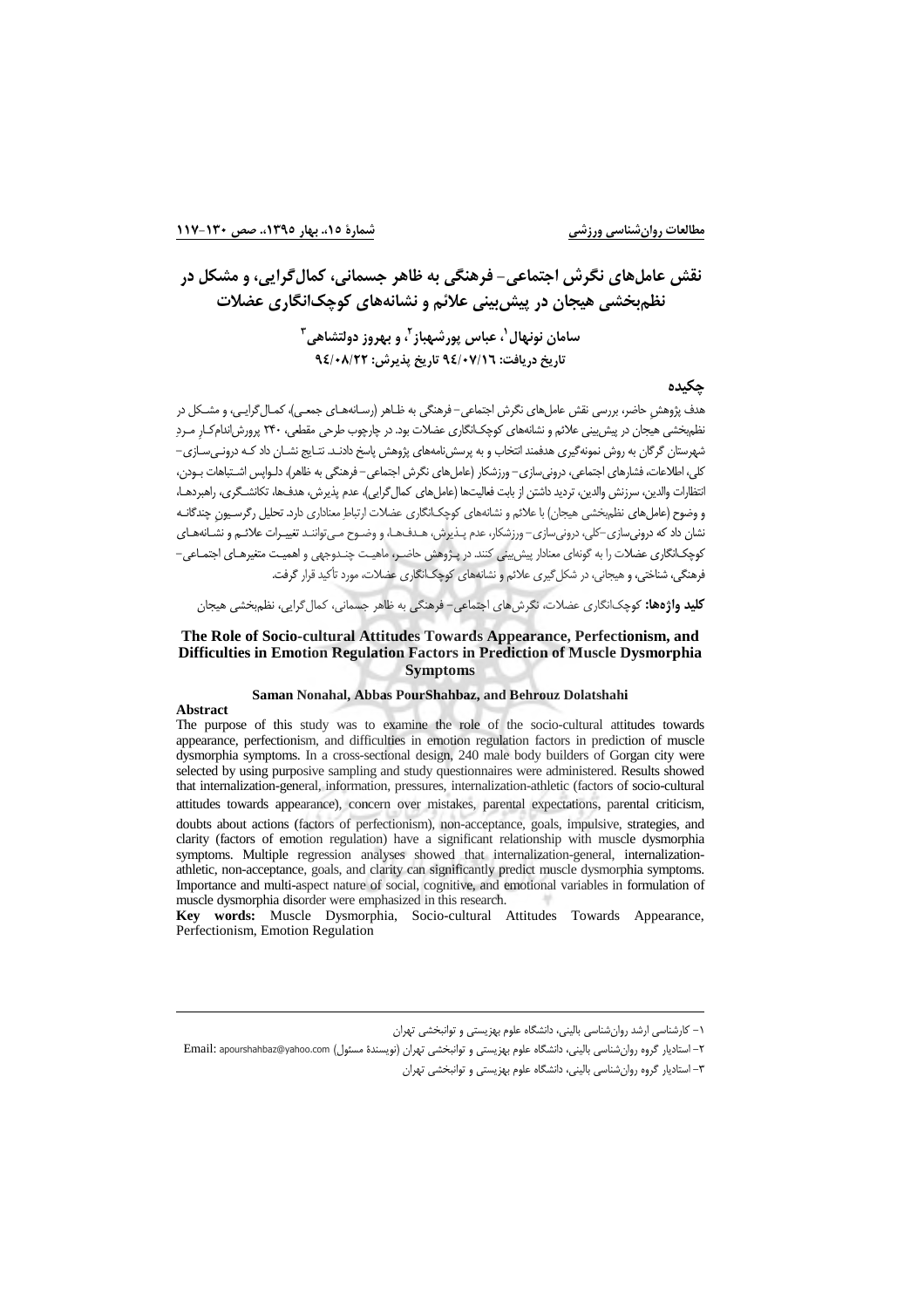# نقش عامل‌های نگرش اجتماعی- فرهنگی به ظاهر جسمانی، کمال‌گرایی، و مشکل در نظم‌بخشی هیجان در پیش‌بینی علائم و نشانه‌های کوچک‌انگاری عضلات

**سامان نونهال[1]، عباس پورشهباز[2]، و بهروز دولتشاهی[3]**

**تاریخ دریافت: ۹۴/۰۷/۱۶ تاریخ پذیرش: ۹۴/۰۸/۲۲**

## چکیده

هدف پژوهش حاضر، بررسی نقش عامل‌های نگرش اجتماعی- فرهنگی به ظـاهر (رسـانه‌هـای جمعـی)، کمـال‌گرایـی، و مشـکل در نظم‌بخشی هیجان در پیش‌بینی علائم و نشانه‌های کوچک‌انگاری عضلات بود. در چارچوب طرحی مقطعی، ۲۴۰ پرورش‌اندام‌کـارِ مـردِ شهرستان گرگان به روش نمونه‌گیری هدفمند انتخاب و به پرسش‌نامه‌های پژوهش پاسخ دادند. نتـایج نشـان داد کـه درونـی‌سـازی- کلی، اطلاعات، فشارهای اجتماعی، درونی‌سازی- ورزشکار (عامل‌های نگرش اجتماعی- فرهنگی به ظاهر)، دلـواپس اشـتباهات بـودن، انتظارات والدین، سرزنش والدین، تردید داشتن از بابت فعالیت‌ها (عامل‌های کمال‌گرایی)، عدم پذیرش، هدف‌ها، تکانشـگری، راهبردهـا، و وضوح (عامل‌های نظم‌بخشی هیجان) با علائم و نشانه‌های کوچک‌انگاری عضلات ارتباطِ معناداری دارد. تحلیل رگرسیونِ چندگانـه نشان داد که درونی‌سازی-کلی، درونی‌سازی- ورزشکار، عدم پـذیرش، هـدف‌هـا، و وضـوح مـی‌تواننـد تغییـرات علائـم و نشـانه‌هـای کوچک‌انگاری عضلات را به گونه‌ای معنادار پیش‌بینی کنند. در پـژوهش حاضـر، ماهیـت چنـدوجهی و اهمیـت متغیرهـای اجتمـاعی- فرهنگی، شناختی، و هیجانی، در شکل‌گیری علائم و نشانه‌های کوچک‌انگاری عضلات، مورد تأکید قرار گرفت.

**کلید واژه‌ها:** کوچک‌انگاری عضلات، نگرش‌های اجتماعی- فرهنگی به ظاهر جسمانی، کمال‌گرایی، نظم‌بخشی هیجان

## The Role of Socio-cultural Attitudes Towards Appearance, Perfectionism, and Difficulties in Emotion Regulation Factors in Prediction of Muscle Dysmorphia Symptoms

**Saman Nonahal, Abbas PourShahbaz, and Behrouz Dolatshahi**

### Abstract

The purpose of this study was to examine the role of the socio-cultural attitudes towards appearance, perfectionism, and difficulties in emotion regulation factors in prediction of muscle dysmorphia symptoms. In a cross-sectional design, 240 male body builders of Gorgan city were selected by using purposive sampling and study questionnaires were administered. Results showed that internalization-general, information, pressures, internalization-athletic (factors of socio-cultural attitudes towards appearance), concern over mistakes, parental expectations, parental criticism, doubts about actions (factors of perfectionism), non-acceptance, goals, impulsive, strategies, and clarity (factors of emotion regulation) have a significant relationship with muscle dysmorphia symptoms. Multiple regression analyses showed that internalization-general, internalization-athletic, non-acceptance, goals, and clarity can significantly predict muscle dysmorphia symptoms. Importance and multi-aspect nature of social, cognitive, and emotional variables in formulation of muscle dysmorphia disorder were emphasized in this research.

**Key words:** Muscle Dysmorphia, Socio-cultural Attitudes Towards Appearance, Perfectionism, Emotion Regulation

---

[1]- کارشناسی ارشد روان‌شناسی بالینی، دانشگاه علوم بهزیستی و توانبخشی تهران

[2]- استادیار گروه روان‌شناسی بالینی، دانشگاه علوم بهزیستی و توانبخشی تهران (نویسندۀ مسئول) Email: apourshahbaz@yahoo.com

[3]- استادیار گروه روان‌شناسی بالینی، دانشگاه علوم بهزیستی و توانبخشی تهران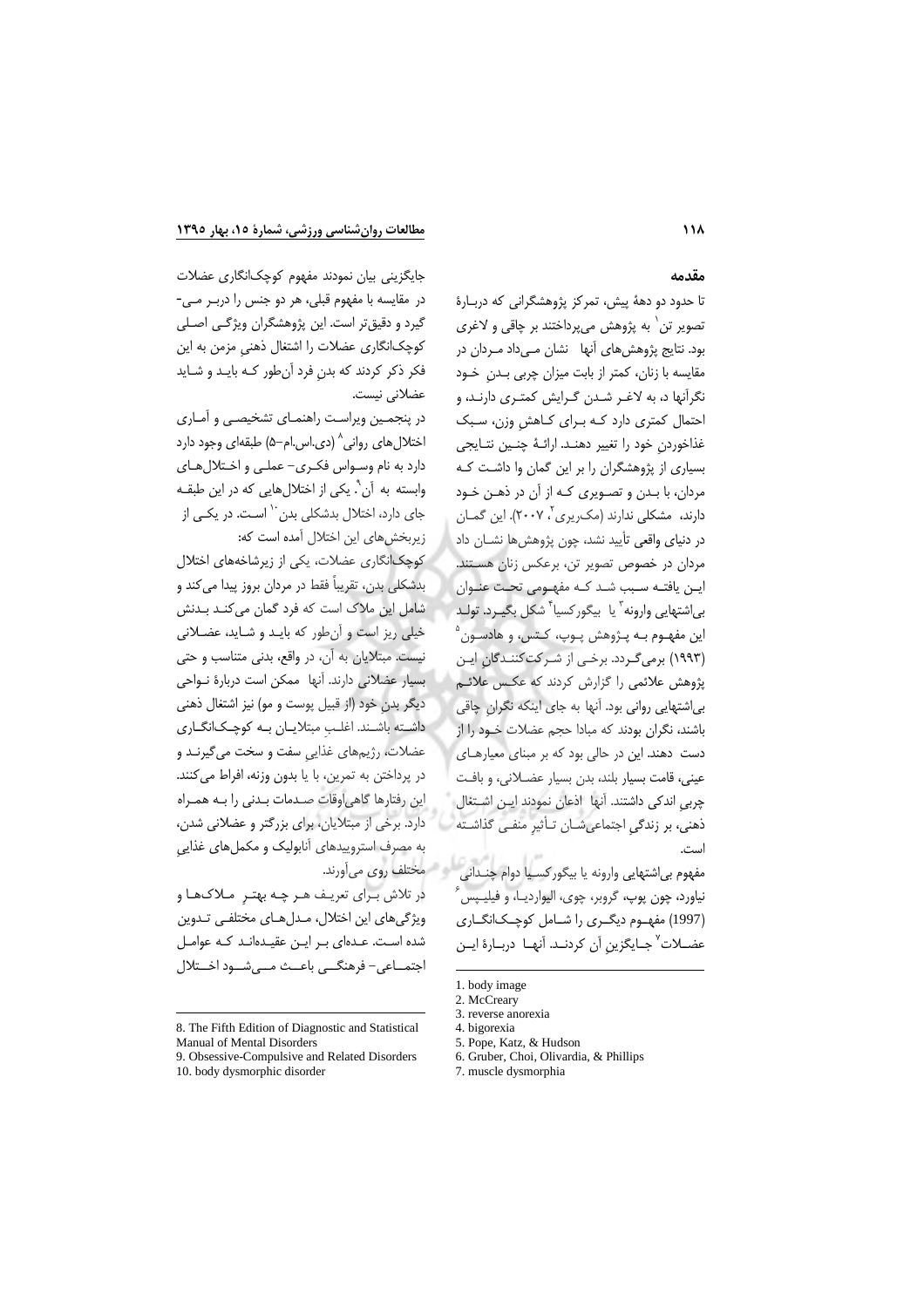## مقدمه

تا حدود دو دهۀ پیش، تمرکز پژوهشگرانی که دربارۀ تصویر تن[1] به پژوهش می‌پرداختند بر چاقی و لاغری بود. نتایج پژوهش‌های آنها نشان می‌داد مردان در مقایسه با زنان، کمتر از بابت میزان چربی بدنِ خود نگرانها د، به لاغر شدن گرایش کمتری دارند، و احتمال کمتری دارد که برای کاهشِ وزن، سبک غذاخوردنِ خود را تغییر دهند. ارائۀ چنین نتایجی بسیاری از پژوهشگران را بر این گمان وا داشت که مردان، با بدن و تصویری که از آن در ذهن خود دارند، مشکلی ندارند (مک‌ریری[2]، ۲۰۰۷). این گمان در دنیای واقعی تأیید نشد، چون پژوهش‌ها نشان داد مردان در خصوص تصویر تن، برعکس زنان هستند. این یافته سبب شد که مفهومی تحت عنوان بی‌اشتهایی وارونه[3] یا بیگورکسیا[4] شکل بگیرد. تولد این مفهوم به پژوهش پوپ، کتس، و هادسون[5] (۱۹۹۳) برمی‌گردد. برخی از شرکت‌کنندگانِ این پژوهش علائمی را گزارش کردند که عکس علائم بی‌اشتهایی روانی بود. آنها به جای اینکه نگرانِ چاقی باشند، نگران بودند که مبادا حجم عضلات خود را از دست دهند. این در حالی بود که بر مبنای معیارهای عینی، قامت بسیار بلند، بدن بسیار عضلانی، و بافت چربیِ اندکی داشتند. آنها اذعان نمودند این اشتغال ذهنی، بر زندگی اجتماعی‌شان تأثیر منفی گذاشته است.

مفهوم بی‌اشتهایی وارونه یا بیگورکسیا دوام چندانی نیاورد، چون پوپ، گروبر، چوی، الیواردیا، و فیلیپس[6] (1997) مفهوم دیگری را شامل کوچک‌انگاری عضلات[7] جایگزینِ آن کردند. آنها دربارۀ این جایگزینی بیان نمودند مفهوم کوچک‌انگاری عضلات در مقایسه با مفهوم قبلی، هر دو جنس را دربر می‌گیرد و دقیق‌تر است. این پژوهشگران ویژگی اصلی کوچک‌انگاری عضلات را اشتغال ذهنیِ مزمن به این فکر ذکر کردند که بدنِ فرد آن‌طور که باید و شاید عضلانی نیست.

در پنجمین ویراست راهنمای تشخیصی و آماری اختلال‌های روانی[8] (دی.اس.ام-۵) طبقه‌ای وجود دارد به نام وسواس فکری- عملی و اختلال‌های وابسته به آن[9]. یکی از اختلال‌هایی که در این طبقه جای دارد، اختلال بدشکلی بدن[10] است. در یکی از زیربخش‌های این اختلال آمده است که:

کوچک‌انگاری عضلات، یکی از زیرشاخه‌های اختلال بدشکلی بدن، تقریباً فقط در مردان بروز پیدا می‌کند و شامل این ملاک است که فرد گمان می‌کند بدنش خیلی ریز است و آن‌طور که باید و شاید، عضلانی نیست. مبتلایان به آن، در واقع، بدنی متناسب و حتی بسیار عضلانی دارند. آنها ممکن است دربارۀ نواحی دیگر بدنِ خود (از قبیل پوست و مو) نیز اشتغال ذهنی داشته باشند. اغلبِ مبتلایان به کوچک‌انگاری عضلات، رژیم‌های غذاییِ سفت و سخت می‌گیرند و در پرداختن به تمرین، با یا بدون وزنه، افراط می‌کنند. این رفتارها گاهی‌اوقات صدمات بدنی را به همراه دارد. برخی از مبتلایان، برای بزرگتر و عضلانی شدن، به مصرف استروییدهای آنابولیک و مکمل‌های غذاییِ مختلف روی می‌آورند.

در تلاش برای تعریف هر چه بهترِ ملاک‌ها و ویژگی‌های این اختلال، مدل‌های مختلفی تدوین شده است. عده‌ای بر این عقیده‌اند که عوامل اجتماعی- فرهنگی باعث می‌شود اختلال

---

1. body image
2. McCreary
3. reverse anorexia
4. bigorexia
5. Pope, Katz, & Hudson
6. Gruber, Choi, Olivardia, & Phillips
7. muscle dysmorphia
8. The Fifth Edition of Diagnostic and Statistical Manual of Mental Disorders
9. Obsessive-Compulsive and Related Disorders
10. body dysmorphic disorder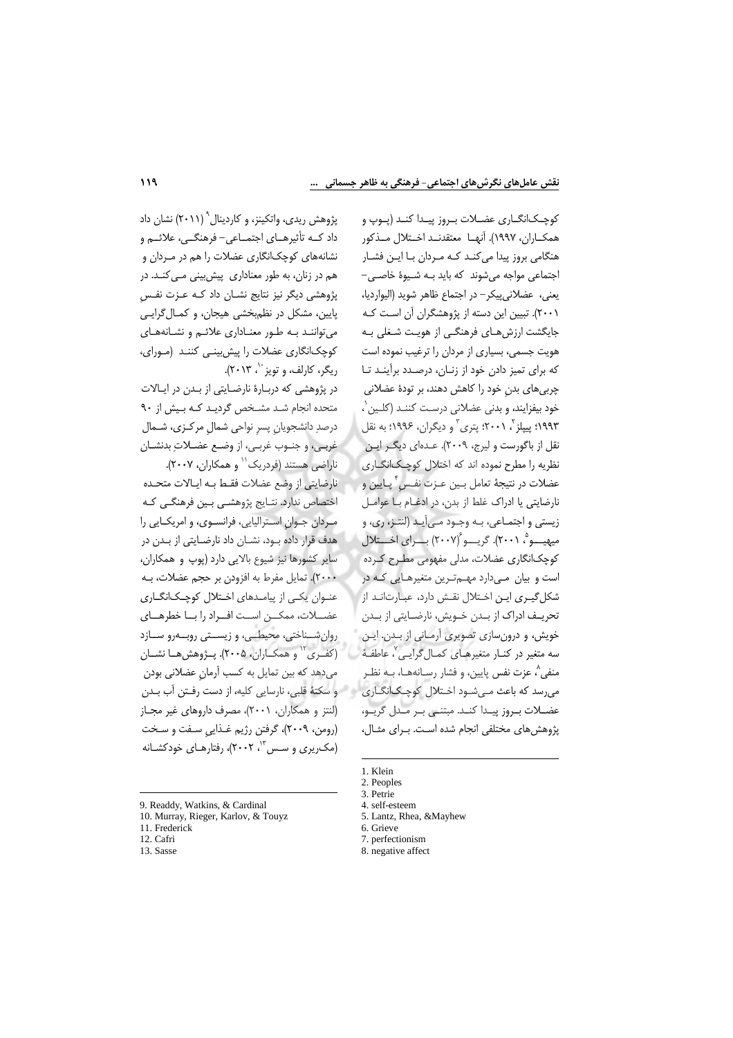کوچک‌انگاری عضلات بروز پیدا کند (پوپ و همکاران، ۱۹۹۷). آنها معتقدند اختلال مذکور هنگامی بروز پیدا می‌کند که مردان با این فشار اجتماعی مواجه می‌شوند که باید به شیوهٔ خاصی– یعنی، عضلانی‌پیکر– در اجتماع ظاهر شوید (الیواردیا، ۲۰۰۱). تبیین این دسته از پژوهشگران آن است که جایگشت ارزش‌های فرهنگی از هویت شغلی به هویت جسمی، بسیاری از مردان را ترغیب نموده است که برای تمیز دادن خود از زنان، درصدد برآیند تا چربی‌های بدن خود را کاهش دهند، بر تودهٔ عضلانی خود بیفزایند، و بدنی عضلانی درست کنند (کلین[1]، ۱۹۹۳؛ پیپلز[2]، ۲۰۰۱؛ پتری[3] و دیگران، ۱۹۹۶؛ به نقل نقل از باگورست و لیرچ، ۲۰۰۹). عده‌ای دیگر این نظریه را مطرح نموده اند که اختلال کوچک‌انگاری عضلات در نتیجهٔ تعامل بین عزت نفس[4] پایین و نارضایتی یا ادراک غلط از بدن، در ادغام با عوامل زیستی و اجتماعی، به وجود می‌آید (لنتز، ری، و میهیو[5]، ۲۰۰۱). گریو[6] (۲۰۰۷) برای اختلال کوچک‌انگاری عضلات، مدلی مفهومی مطرح کرده است و بیان می‌دارد مهم‌ترین متغیرهایی که در شکل‌گیری این اختلال نقش دارد، عبارت‌اند از تحریف ادراک از بدن خویش، نارضایتی از بدن خویش، و درون‌سازی تصویری آرمانی از بدن. این سه متغیر در کنار متغیرهای کمال‌گرایی[7]، عاطفهٔ منفی[8]، عزت نفس پایین، و فشار رسانه‌ها، به نظر می‌رسد که باعث می‌شود اختلال کوچک‌انگاری عضلات بروز پیدا کند. مبتنی بر مدل گریو، پژوهش‌های مختلفی انجام شده است. برای مثال، پژوهش ریدی، واتکینز، و کاردینال[9] (۲۰۱۱) نشان داد که تأثیرهای اجتماعی– فرهنگی، علائم و نشانه‌های کوچک‌انگاری عضلات را هم در مردان و هم در زنان، به طور معناداری پیش‌بینی می‌کند. در پژوهشی دیگر نیز نتایج نشان داد که عزت نفسِ پایین، مشکل در نظم‌بخشی هیجان، و کمال‌گرایی می‌توانند به طور معناداری علائم و نشانه‌های کوچک‌انگاری عضلات را پیش‌بینی کنند (مورای، ریگر، کارلف، و تویز[10]، ۲۰۱۳).

در پژوهشی که دربارهٔ نارضایتی از بدن در ایالات متحده انجام شد مشخص گردید که بیش از ۹۰ درصدِ دانشجویانِ پسرِ نواحی شمالِ مرکزی، شمال غربی، و جنوب غربی، از وضع عضلاتِ بدنشان ناراضی هستند (فردریک[11] و همکاران، ۲۰۰۷). نارضایتی از وضع عضلات فقط به ایالات متحده اختصاص ندارد. نتایج پژوهشی بین فرهنگی که مردان جوانِ استرالیایی، فرانسوی، و امریکایی را هدف قرار داده بود، نشان داد که نارضایتی از بدن در سایر کشورها نیز شیوع بالایی دارد (پوپ و همکاران، ۲۰۰۰). تمایل مفرط به افزودن بر حجم عضلات، به عنوان یکی از پیامدهای اختلال کوچک‌انگاری عضلات، ممکن است افراد را با خطرهای روان‌شناختی، محیطی، و زیستی روبه‌رو سازد (کفری[12] و همکاران، ۲۰۰۵). پژوهش‌ها نشان می‌دهد که بین تمایل به کسب آرمانِ عضلانی بودن و سکتهٔ قلبی، نارسایی کلیه، از دست رفتن آب بدن (لنتز و همکاران، ۲۰۰۱)، مصرف داروهای غیر مجاز (رومن، ۲۰۰۹)، گرفتن رژیم غذاییِ سفت و سخت (مک‌ریری و سس[13]، ۲۰۰۲)، رفتارهای خودکشانه

---

1. Klein
2. Peoples
3. Petrie
4. self-esteem
5. Lantz, Rhea, &Mayhew
6. Grieve
7. perfectionism
8. negative affect
9. Readdy, Watkins, & Cardinal
10. Murray, Rieger, Karlov, & Touyz
11. Frederick
12. Cafri
13. Sasse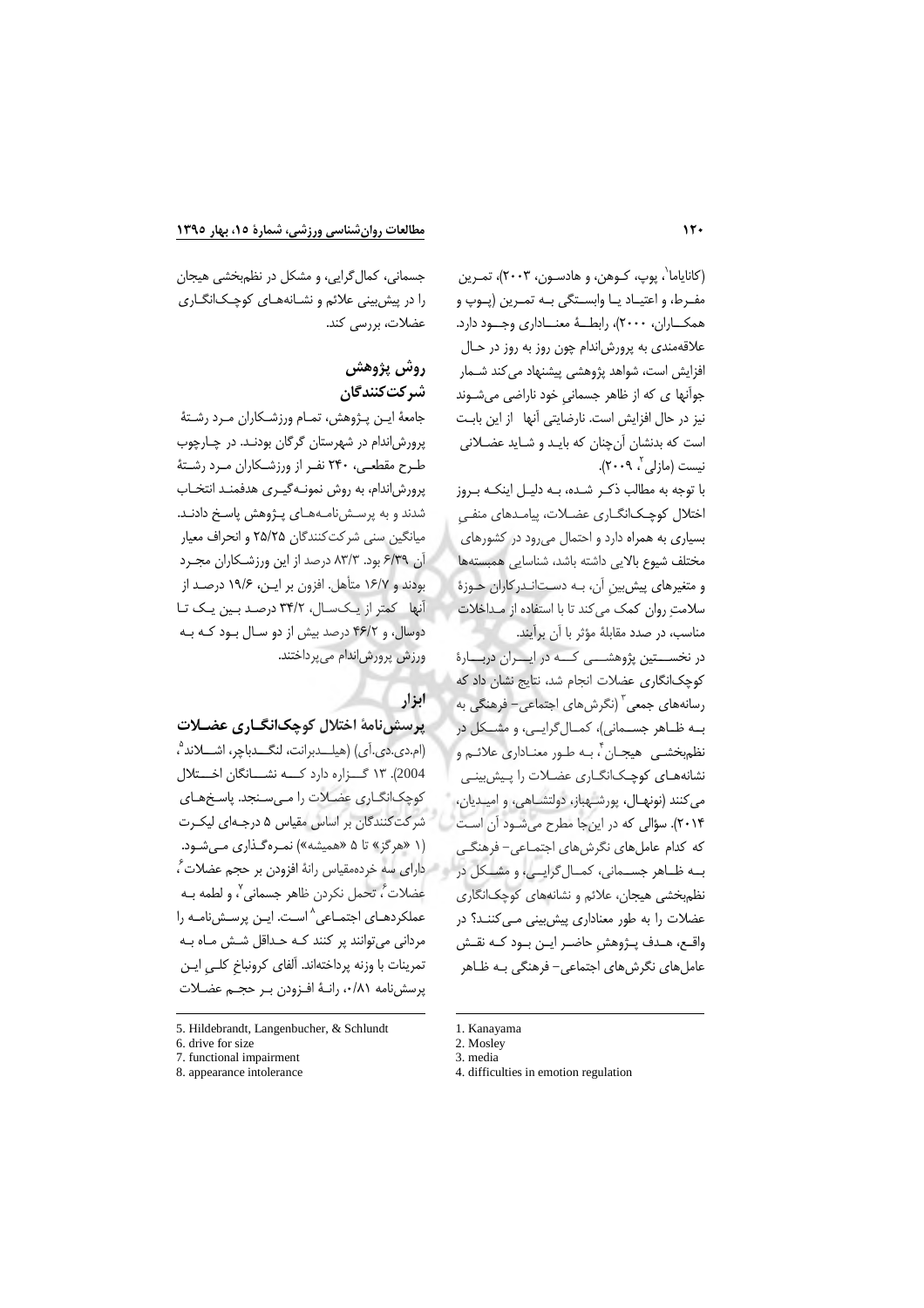(کانایاما[1]، پوپ، کوهن، و هادسون، ۲۰۰۳)، تمرین مفرط، و اعتیاد یا وابستگی به تمرین (پوپ و همکاران، ۲۰۰۰)، رابطهٔ معناداری وجود دارد. علاقه‌مندی به پرورش‌اندام چون روز به روز در حال افزایش است، شواهد پژوهشی پیشنهاد می‌کند شمار جوانها ی که از ظاهر جسمانی خود ناراضی می‌شوند نیز در حال افزایش است. نارضایتی آنها از این بابت است که بدنشان آن‌چنان که باید و شاید عضلانی نیست (مازلی[2]، ۲۰۰۹).

با توجه به مطالب ذکر شده، به دلیل اینکه بروز اختلال کوچک‌انگاری عضلات، پیامدهای منفیِ بسیاری به همراه دارد و احتمال می‌رود در کشورهای مختلف شیوع بالایی داشته باشد، شناسایی همبسته‌ها و متغیرهای پیش‌بینِ آن، به دست‌اندرکاران حوزهٔ سلامتِ روان کمک می‌کند تا با استفاده از مداخلات مناسب، در صدد مقابلهٔ مؤثر با آن برآیند.

در نخستین پژوهشی که در ایران دربارهٔ کوچک‌انگاری عضلات انجام شد، نتایج نشان داد که رسانه‌های جمعی[3] (نگرش‌های اجتماعی- فرهنگی به ظاهر جسمانی)، کمال‌گرایی، و مشکل در نظم‌بخشی هیجان[4]، به طور معناداری علائم و نشانه‌های کوچک‌انگاری عضلات را پیش‌بینی می‌کنند (نونهال، پورشهباز، دولتشاهی، و امیدیان، ۲۰۱۴). سؤالی که در اینجا مطرح می‌شود آن است که کدام عامل‌های نگرش‌های اجتماعی- فرهنگی به ظاهر جسمانی، کمال‌گرایی، و مشکل در نظم‌بخشی هیجان، علائم و نشانه‌های کوچک‌انگاری عضلات را به طور معناداری پیش‌بینی می‌کنند؟ در واقع، هدف پژوهش حاضر این بود که نقش عامل‌های نگرش‌های اجتماعی- فرهنگی به ظاهر جسمانی، کمال‌گرایی، و مشکل در نظم‌بخشی هیجان را در پیش‌بینی علائم و نشانه‌های کوچک‌انگاری عضلات، بررسی کند.

## روش پژوهش

### شرکت‌کنندگان

جامعهٔ این پژوهش، تمام ورزشکاران مرد رشتهٔ پرورش‌اندام در شهرستان گرگان بودند. در چارچوب طرح مقطعی، ۲۴۰ نفر از ورزشکاران مرد رشتهٔ پرورش‌اندام، به روش نمونه‌گیری هدفمند انتخاب شدند و به پرسش‌نامه‌های پژوهش پاسخ دادند. میانگین سنی شرکت‌کنندگان ۲۵/۲۵ و انحراف معیار آن ۶/۳۹ بود. ۸۳/۳ درصد از این ورزشکاران مجرد بودند و ۱۶/۷ متأهل. افزون بر این، ۱۹/۶ درصد از آنها کمتر از یک‌سال، ۳۴/۲ درصد بین یک تا دوسال، و ۴۶/۲ درصد بیش از دو سال بود که به ورزش پرورش‌اندام می‌پرداختند.

### ابزار

#### پرسش‌نامهٔ اختلال کوچک‌انگاری عضلات

(ام.دی.دی.آی) (هیلدبرانت، لنگدباچر، اشلاند[5]، 2004). ۱۳ گزاره دارد که نشانگان اختلال کوچک‌انگاری عضلات را می‌سنجد. پاسخ‌های شرکت‌کنندگان بر اساس مقیاس ۵ درجه‌ای لیکرت (۱ «هرگز» تا ۵ «همیشه») نمره‌گذاری می‌شود. دارای سه خرده‌مقیاس رانهٔ افزودن بر حجم عضلات[6]، عضلات[6]، تحمل نکردن ظاهر جسمانی[7]، و لطمه به عملکردهای اجتماعی[8] است. این پرسش‌نامه را مردانی می‌توانند پر کنند که حداقل شش ماه به تمرینات با وزنه پرداخته‌اند. آلفای کرونباخ کلی این پرسش‌نامه ۰/۸۱، رانهٔ افزودن بر حجم عضلات

---

1. Kanayama
2. Mosley
3. media
4. difficulties in emotion regulation
5. Hildebrandt, Langenbucher, & Schlundt
6. drive for size
7. functional impairment
8. appearance intolerance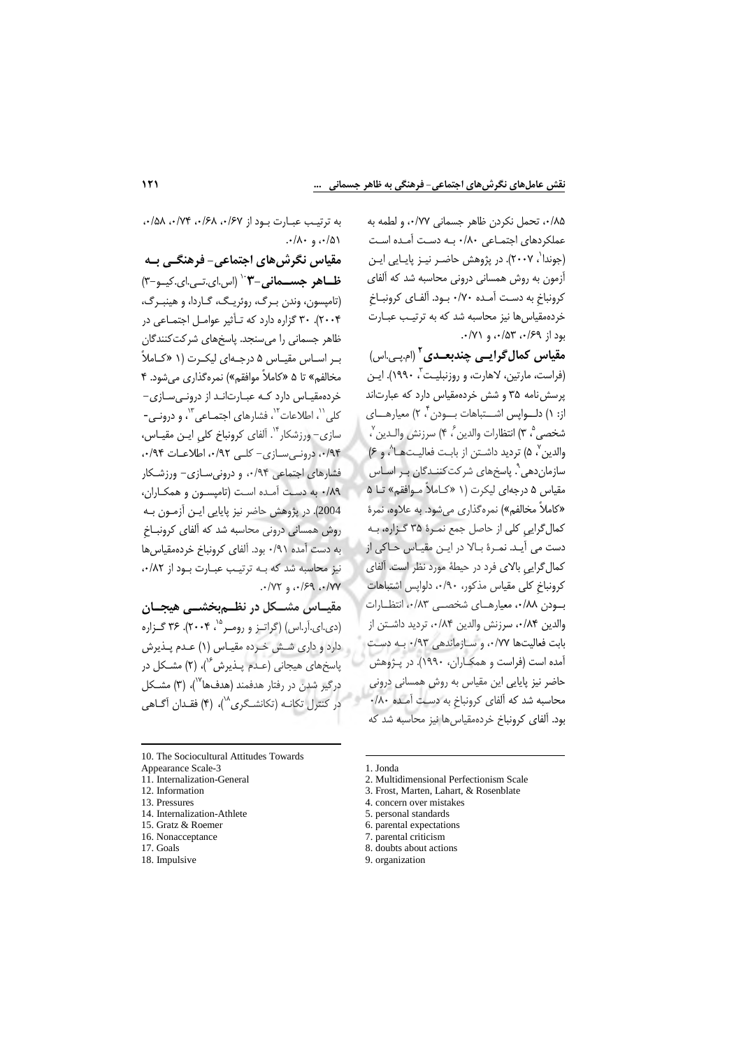۰/۸۵، تحمل نکردن ظاهر جسمانی ۰/۷۷، و لطمه به عملکردهای اجتماعی ۰/۸۰ به دست آمده است (جوندا[1]، ۲۰۰۷). در پژوهش حاضر نیز پایایی این آزمون به روش همسانی درونی محاسبه شد که آلفای کرونباخ به دست آمده ۰/۷۰ بود. آلفای کرونباخ خرده‌مقیاس‌ها نیز محاسبه شد که به ترتیب عبارت بود از ۰/۶۹، ۰/۵۳، و ۰/۷۱.

**مقیاس کمال‌گرایی چندبعدی[2]** (ام.پی.اس) (فراست، مارتین، لاهارت، و روزنبلیت[3]، ۱۹۹۰). این پرسش‌نامه ۳۵ و شش خرده‌مقیاس دارد که عبارت‌اند از: ۱) دلواپس اشتباهات بودن[4]، ۲) معیارهای شخصی[5]، ۳) انتظارات والدین[6]، ۴) سرزنش والدین[7]، ۵) تردید داشتن از بابت فعالیت‌ها[8]، و ۶) سازمان‌دهی[9]. پاسخ‌های شرکت‌کنندگان بر اساس مقیاس ۵ درجه‌ای لیکرت (۱ «کاملاً موافقم» تا ۵ «کاملاً مخالفم») نمره‌گذاری می‌شود. به علاوه، نمرهٔ کمال‌گرایی کلی از حاصل جمع نمرهٔ ۳۵ گزاره، به دست می آید. نمرهٔ بالا در این مقیاس حاکی از کمال‌گرایی بالای فرد در حیطهٔ مورد نظر است. آلفای کرونباخ کلی مقیاس مذکور، ۰/۹۰، دلواپس اشتباهات بودن ۰/۸۸، معیارهای شخصی ۰/۸۳، انتظارات والدین ۰/۸۴، سرزنش والدین ۰/۸۴، تردید داشتن از بابت فعالیت‌ها ۰/۷۷، و سازماندهی ۰/۹۳ به دست آمده است (فراست و همکاران، ۱۹۹۰). در پژوهش حاضر نیز پایایی این مقیاس به روش همسانی درونی محاسبه شد که آلفای کرونباخ به دست آمده ۰/۸۰ بود. آلفای کرونباخ خرده‌مقیاس‌ها نیز محاسبه شد که به ترتیب عبارت بود از ۰/۶۷، ۰/۶۸، ۰/۷۴، ۰/۵۸، ۰/۵۱، و ۰/۸۰.

**مقیاس نگرش‌های اجتماعی- فرهنگی به ظاهر جسمانی-۳**[10] (اس.ای.تی.ای.کیو-۳) (تامپسون، وندن برگ، روئریگ، گاردا، و هینبرگ، ۲۰۰۴). ۳۰ گزاره دارد که تأثیر عوامل اجتماعی در ظاهر جسمانی را می‌سنجد. پاسخ‌های شرکت‌کنندگان بر اساس مقیاس ۵ درجه‌ای لیکرت (۱ «کاملاً مخالفم» تا ۵ «کاملاً موافقم») نمره‌گذاری می‌شود. ۴ خرده‌مقیاس دارد که عبارت‌اند از درونی‌سازی- کلی[11]، اطلاعات[12]، فشارهای اجتماعی[13]، و درونی‌سازی- ورزشکار[14]. آلفای کرونباخ کلی این مقیاس، ۰/۹۴، درونی‌سازی- کلی ۰/۹۲، اطلاعات ۰/۹۴، فشارهای اجتماعی ۰/۹۴، و درونی‌سازی- ورزشکار ۰/۸۹ به دست آمده است (تامپسون و همکاران، 2004). در پژوهش حاضر نیز پایایی این آزمون به روش همسانی درونی محاسبه شد که آلفای کرونباخ به دست آمده ۰/۹۱ بود. آلفای کرونباخ خرده‌مقیاس‌ها نیز محاسبه شد که به ترتیب عبارت بود از ۰/۸۲، ۰/۷۷، ۰/۶۹، و ۰/۷۲.

**مقیاس مشکل در نظم‌بخشی هیجان** (دی.ای.آر.اس) (گراتز و رومر[15]، ۲۰۰۴). ۳۶ گزاره دارد و دارای شش خرده مقیاس (۱) عدم پذیرش پاسخ‌های هیجانی (عدم پذیرش[16])، (۲) مشکل در درگیر شدن در رفتار هدفمند (هدف‌ها[17])، (۳) مشکل در کنترل تکانه (تکانشگری[18])، (۴) فقدان آگاهی

---

1. Jonda
2. Multidimensional Perfectionism Scale
3. Frost, Marten, Lahart, & Rosenblate
4. concern over mistakes
5. personal standards
6. parental expectations
7. parental criticism
8. doubts about actions
9. organization
10. The Sociocultural Attitudes Towards Appearance Scale-3
11. Internalization-General
12. Information
13. Pressures
14. Internalization-Athlete
15. Gratz & Roemer
16. Nonacceptance
17. Goals
18. Impulsive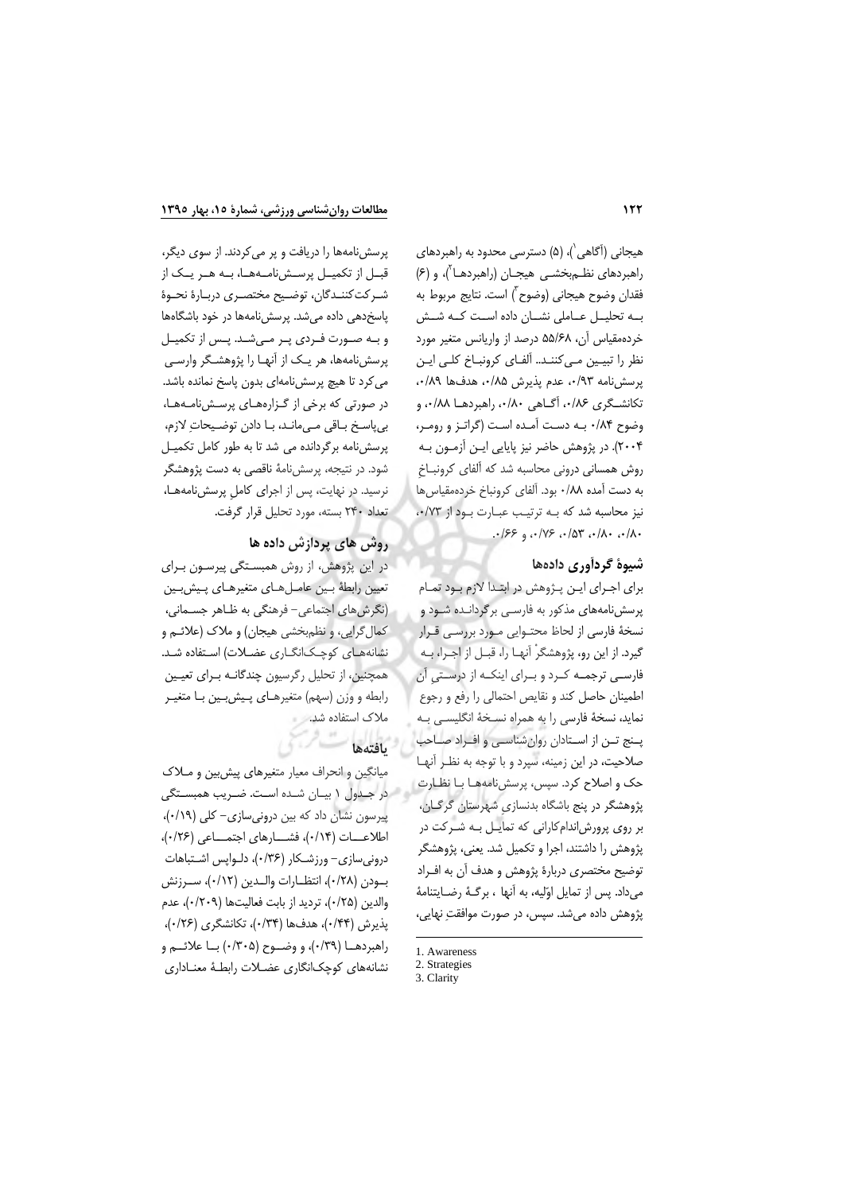هیجانی (آگاهی[1])، (۵) دسترسی محدود به راهبردهای راهبردهای نظم‌بخشی هیجان (راهبردها[2])، و (۶) فقدان وضوح هیجانی (وضوح[3]) است. نتایج مربوط به به تحلیل عاملی نشان داده است که شش خرده‌مقیاس آن، ۵۵/۶۸ درصد از واریانس متغیر مورد نظر را تبیین می‌کنند. آلفای کرونباخ کلی این پرسش‌نامه ۰/۹۳، عدم پذیرش ۰/۸۵، هدف‌ها ۰/۸۹، تکانشگری ۰/۸۶، آگاهی ۰/۸۰، راهبردها ۰/۸۸، و وضوح ۰/۸۴ به دست آمده است (گراتز و رومر، ۲۰۰۴). در پژوهش حاضر نیز پایایی این آزمون به روش همسانی درونی محاسبه شد که آلفای کرونباخ به دست آمده ۰/۸۸ بود. آلفای کرونباخ خرده‌مقیاس‌ها نیز محاسبه شد که به ترتیب عبارت بود از ۰/۷۳، ۰/۸۰، ۰/۸۰، ۰/۵۳، ۰/۷۶، و ۰/۶۶.

### شیوهٔ گردآوری داده‌ها

برای اجرای این پژوهش در ابتدا لازم بود تمام پرسش‌نامه‌های مذکور به فارسی برگردانده شود و نسخهٔ فارسی از لحاظ محتوایی مورد بررسی قرار گیرد. از این رو، پژوهشگر آنها را، قبل از اجرا، به فارسی ترجمه کرد و برای اینکه از درستیِ آن اطمینان حاصل کند و نقایص احتمالی را رفع و رجوع نماید، نسخهٔ فارسی را به همراه نسخهٔ انگلیسی به پنج تن از استادان روان‌شناسی و افراد صاحب صلاحیت، در این زمینه، سپرد و با توجه به نظر آنها حک و اصلاح کرد. سپس، پرسش‌نامه‌ها با نظارت پژوهشگر در پنج باشگاه بدنسازی شهرستان گرگان، بر روی پرورش‌اندام‌کارانی که تمایل به شرکت در پژوهش را داشتند، اجرا و تکمیل شد. یعنی، پژوهشگر توضیح مختصری دربارهٔ پژوهش و هدف آن به افراد می‌داد. پس از تمایل اوّلیه، به آنها ، برگهٔ رضایتنامهٔ پژوهش داده می‌شد. سپس، در صورت موافقتِ نهایی، پرسش‌نامه‌ها را دریافت و پر می‌کردند. از سوی دیگر، قبل از تکمیل پرسش‌نامه‌ها، به هر یک از شرکت‌کنندگان، توضیح مختصری دربارهٔ نحوهٔ پاسخ‌دهی داده می‌شد. پرسش‌نامه‌ها در خود باشگاه‌ها و به صورت فردی پر می‌شد. پس از تکمیل پرسش‌نامه‌ها، هر یک از آنها را پژوهشگر وارسی می‌کرد تا هیچ پرسش‌نامه‌ای بدون پاسخ نمانده باشد. در صورتی که برخی از گزاره‌های پرسش‌نامه‌ها، بی‌پاسخ باقی می‌ماند، با دادن توضیحاتِ لازم، پرسش‌نامه برگردانده می شد تا به طور کامل تکمیل شود. در نتیجه، پرسش‌نامهٔ ناقصی به دست پژوهشگر نرسید. در نهایت، پس از اجرای کاملِ پرسش‌نامه‌ها، تعداد ۲۴۰ بسته، مورد تحلیل قرار گرفت.

### روش های پردازش داده ها

در این پژوهش، از روش همبستگی پیرسون برای تعیین رابطهٔ بین عامل‌های متغیرهای پیش‌بین (نگرش‌های اجتماعی- فرهنگی به ظاهر جسمانی، کمال‌گرایی، و نظم‌بخشی هیجان) و ملاک (علائم و نشانه‌های کوچک‌انگاری عضلات) استفاده شد. همچنین، از تحلیل رگرسیون چندگانه برای تعیین رابطه و وزن (سهم) متغیرهای پیش‌بین با متغیر ملاک استفاده شد.

### یافته‌ها

میانگین و انحراف معیار متغیرهای پیش‌بین و ملاک در جدول ۱ بیان شده است. ضریب همبستگی پیرسون نشان داد که بین درونی‌سازی- کلی (۰/۱۹)، اطلاعات (۰/۱۴)، فشارهای اجتماعی (۰/۲۶)، درونی‌سازی- ورزشکار (۰/۳۶)، دلواپس اشتباهات بودن (۰/۲۸)، انتظارات والدین (۰/۱۲)، سرزنش والدین (۰/۲۵)، تردید از بابت فعالیت‌ها (۰/۲۰۹)، عدم پذیرش (۰/۴۴)، هدف‌ها (۰/۳۴)، تکانشگری (۰/۲۶)، راهبردها (۰/۳۹)، و وضوح (۰/۳۰۵) با علائم و نشانه‌های کوچک‌انگاری عضلات رابطهٔ معناداری

---

1. Awareness
2. Strategies
3. Clarity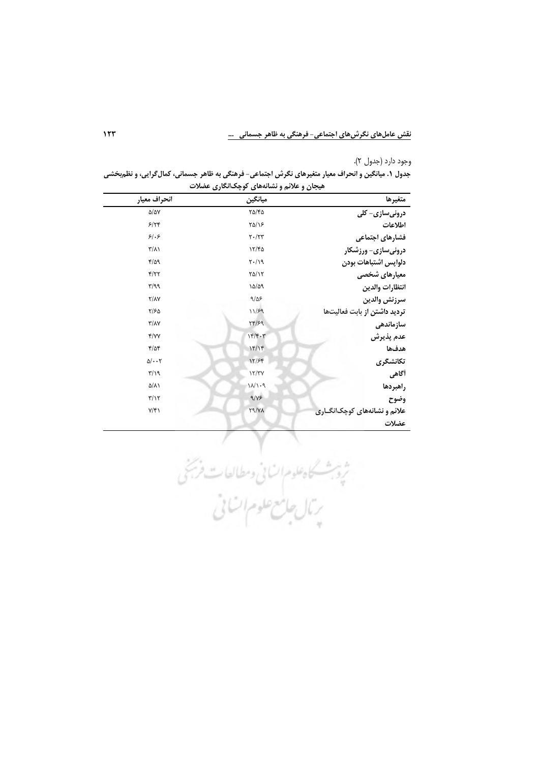وجود دارد (جدول ۲).

**جدول ۱. میانگین و انحراف معیار متغیرهای نگرش اجتماعی- فرهنگی به ظاهر جسمانی، کمال‌گرایی، و نظم‌بخشی هیجان و علائم و نشانه‌های کوچک‌انگاری عضلات**

| متغیرها | میانگین | انحراف معیار |
|---|---|---|
| درونی‌سازی- کلی | ۲۵/۴۵ | ۵/۵۷ |
| اطلاعات | ۲۵/۱۶ | ۶/۲۴ |
| فشارهای اجتماعی | ۲۰/۲۳ | ۶/۰۶ |
| درونی‌سازی- ورزشکار | ۱۲/۴۵ | ۳/۸۱ |
| دلواپس اشتباهات بودن | ۲۰/۱۹ | ۴/۵۹ |
| معیارهای شخصی | ۲۵/۱۲ | ۴/۲۲ |
| انتظارات والدین | ۱۵/۵۹ | ۳/۹۹ |
| سرزنش والدین | ۹/۵۶ | ۲/۸۷ |
| تردید داشتن از بابت فعالیت‌ها | ۱۱/۶۹ | ۲/۶۵ |
| سازماندهی | ۲۴/۶۹ | ۳/۸۷ |
| عدم پذیرش | ۱۴/۴۰۳ | ۴/۷۷ |
| هدف‌ها | ۱۴/۱۴ | ۴/۵۴ |
| تکانشگری | ۱۲/۶۴ | ۵/۰۰۲ |
| آگاهی | ۱۲/۳۷ | ۳/۱۹ |
| راهبردها | ۱۸/۱۰۹ | ۵/۸۱ |
| وضوح | ۹/۷۶ | ۳/۱۲ |
| علائم و نشانه‌های کوچک‌انگـاری عضلات | ۲۹/۷۸ | ۷/۴۱ |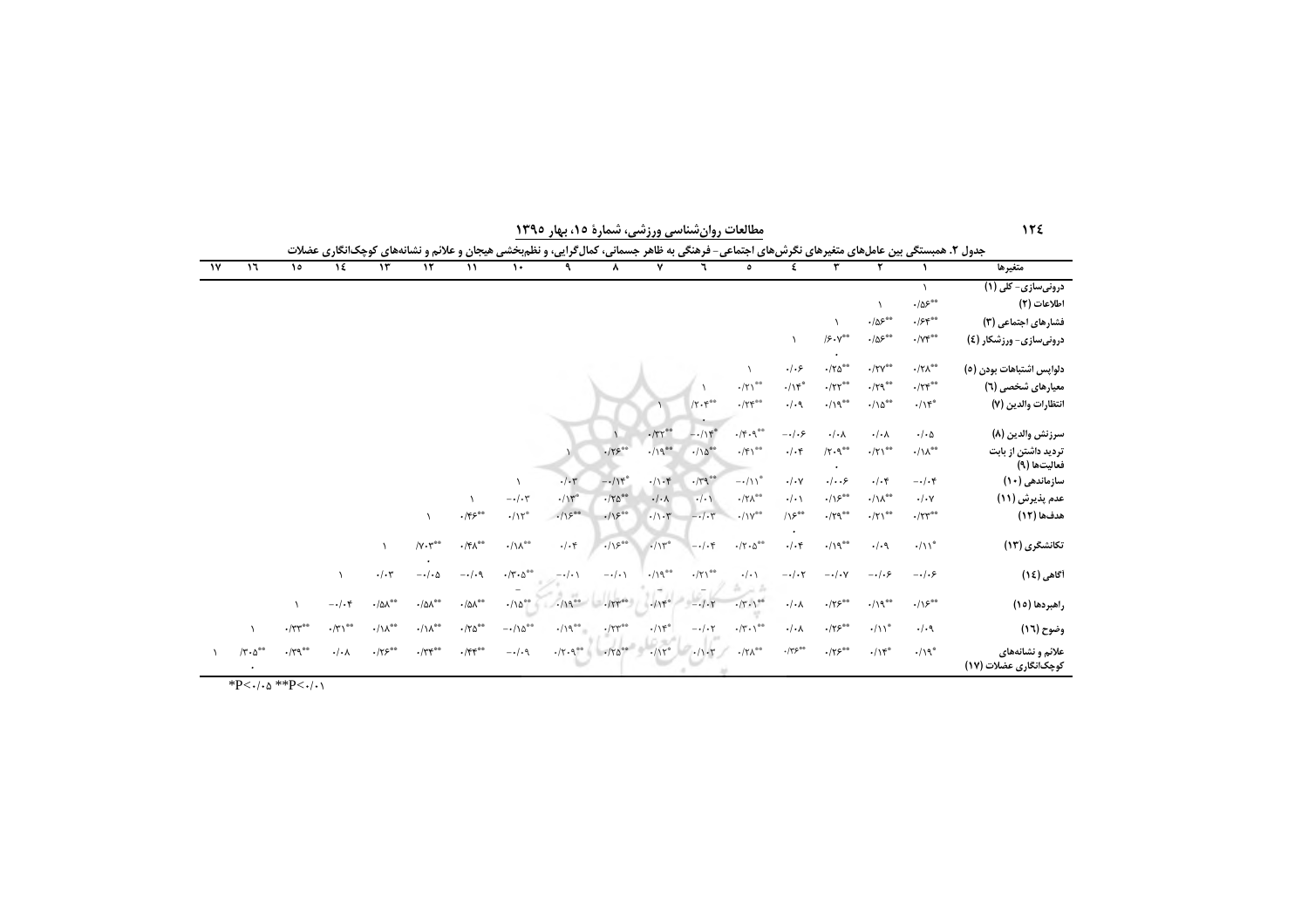جدول ۲. همبستگی بین عامل‌های متغیرهای نگرش‌های اجتماعی- فرهنگی به ظاهر جسمانی، کمال‌گرایی، و نظم‌بخشی هیجان و علائم و نشانه‌های کوچک‌انگاری عضلات

| متغیرها | ۱ | ۲ | ۳ | ۴ | ۵ | ۶ | ۷ | ۸ | ۹ | ۱۰ | ۱۱ | ۱۲ | ۱۳ | ۱۴ | ۱۵ | ۱۶ | ۱۷ |
|---|---|---|---|---|---|---|---|---|---|---|---|---|---|---|---|---|---|
| درونی‌سازی- کلی (۱) | ۱ | | | | | | | | | | | | | | | | |
| اطلاعات (۲) | ۰/۵۶** | ۱ | | | | | | | | | | | | | | | |
| فشارهای اجتماعی (۳) | ۰/۶۴** | ۰/۵۶** | ۱ | | | | | | | | | | | | | | |
| درونی‌سازی- ورزشکار (۴) | ۰/۷۴** | ۰/۵۶** | ۰/۶۰۷** | ۱ | | | | | | | | | | | | | |
| دلواپس اشتباهات بودن (۵) | ۰/۲۸** | ۰/۲۷** | ۰/۲۵** | ۰/۰۶ | ۱ | | | | | | | | | | | | |
| معیارهای شخصی (۶) | ۰/۲۴** | ۰/۲۹** | ۰/۲۲** | ۰/۱۴* | ۰/۲۱** | ۱ | | | | | | | | | | | |
| انتظارات والدین (۷) | ۰/۱۴* | ۰/۱۵** | ۰/۱۹** | ۰/۰۹ | ۰/۲۴** | ۰/۲۰۳** | ۱ | | | | | | | | | | |
| سرزنش والدین (۸) | ۰/۰۵ | ۰/۰۸ | ۰/۰۸ | -۰/۰۶ | ۰/۴۰۹** | -۰/۱۴* | ۰/۳۲** | ۱ | | | | | | | | | |
| تردید داشتن از بابت فعالیت‌ها (۹) | ۰/۱۸** | ۰/۲۱** | ۰/۲۰۹** | ۰/۰۴ | ۰/۴۱** | ۰/۱۵** | ۰/۱۹** | ۰/۲۶** | ۱ | | | | | | | | |
| سازماندهی (۱۰) | -۰/۰۴ | ۰/۰۴ | ۰/۰۰۶ | ۰/۰۷ | -۰/۱۱* | ۰/۳۹** | ۰/۱۰۴ | -۰/۱۴* | ۰/۰۳ | ۱ | | | | | | | |
| عدم پذیرش (۱۱) | ۰/۰۷ | ۰/۱۸** | ۰/۱۶** | ۰/۰۱ | ۰/۲۸** | ۰/۰۱ | ۰/۰۸ | ۰/۲۵** | ۰/۱۳* | -۰/۰۳ | ۱ | | | | | | |
| هدف‌ها (۱۲) | ۰/۲۳** | ۰/۲۱** | ۰/۲۹** | ۰/۱۶** | ۰/۱۷** | -۰/۰۳ | ۰/۱۰۳ | ۰/۱۶** | ۰/۱۶** | ۰/۱۲* | ۰/۴۶** | ۱ | | | | | |
| تکانشگری (۱۳) | ۰/۱۱* | ۰/۰۹ | ۰/۱۹** | ۰/۰۴ | ۰/۲۰۵** | -۰/۰۴ | ۰/۱۳** | ۰/۱۶** | ۰/۰۴ | ۰/۱۸** | ۰/۴۸** | ۰/۷۰۳** | ۱ | | | | |
| آگاهی (۱۴) | -۰/۰۶ | -۰/۰۶ | -۰/۰۷ | -۰/۰۲ | ۰/۰۱ | ۰/۲۱** | ۰/۱۹** | -۰/۰۱ | -۰/۰۱ | ۰/۳۰۵** | -۰/۰۹ | -۰/۰۵ | ۰/۰۳ | ۱ | | | |
| راهبردها (۱۵) | ۰/۱۶** | ۰/۱۹** | ۰/۲۶** | ۰/۰۸ | ۰/۳۰۱** | -۰/۰۲ | ۰/۱۴* | ۰/۲۳** | ۰/۱۹** | ۰/۱۵** | ۰/۵۸** | ۰/۵۸** | ۰/۵۸** | -۰/۰۴ | ۱ | | |
| وضوح (۱۶) | ۰/۰۹ | ۰/۱۱* | ۰/۲۶** | ۰/۰۸ | ۰/۳۰۱** | -۰/۰۲ | ۰/۱۴* | ۰/۲۳** | ۰/۱۹** | -۰/۱۵** | ۰/۲۵** | ۰/۱۸** | ۰/۱۸** | ۰/۳۱** | ۰/۳۳** | ۱ | |
| علائم و نشانه‌های کوچک‌انگاری عضلات (۱۷) | ۰/۱۹* | ۰/۱۴* | ۰/۲۶** | ۰/۳۶** | ۰/۲۸** | ۰/۱۰۳ | ۰/۱۳* | ۰/۲۵** | ۰/۲۰۹** | -۰/۰۹ | ۰/۴۴** | ۰/۳۴** | ۰/۲۶** | ۰/۰۸ | ۰/۳۹** | ۰/۳۰۵** | ۱ |

*P<۰/۰۵ **P<۰/۰۱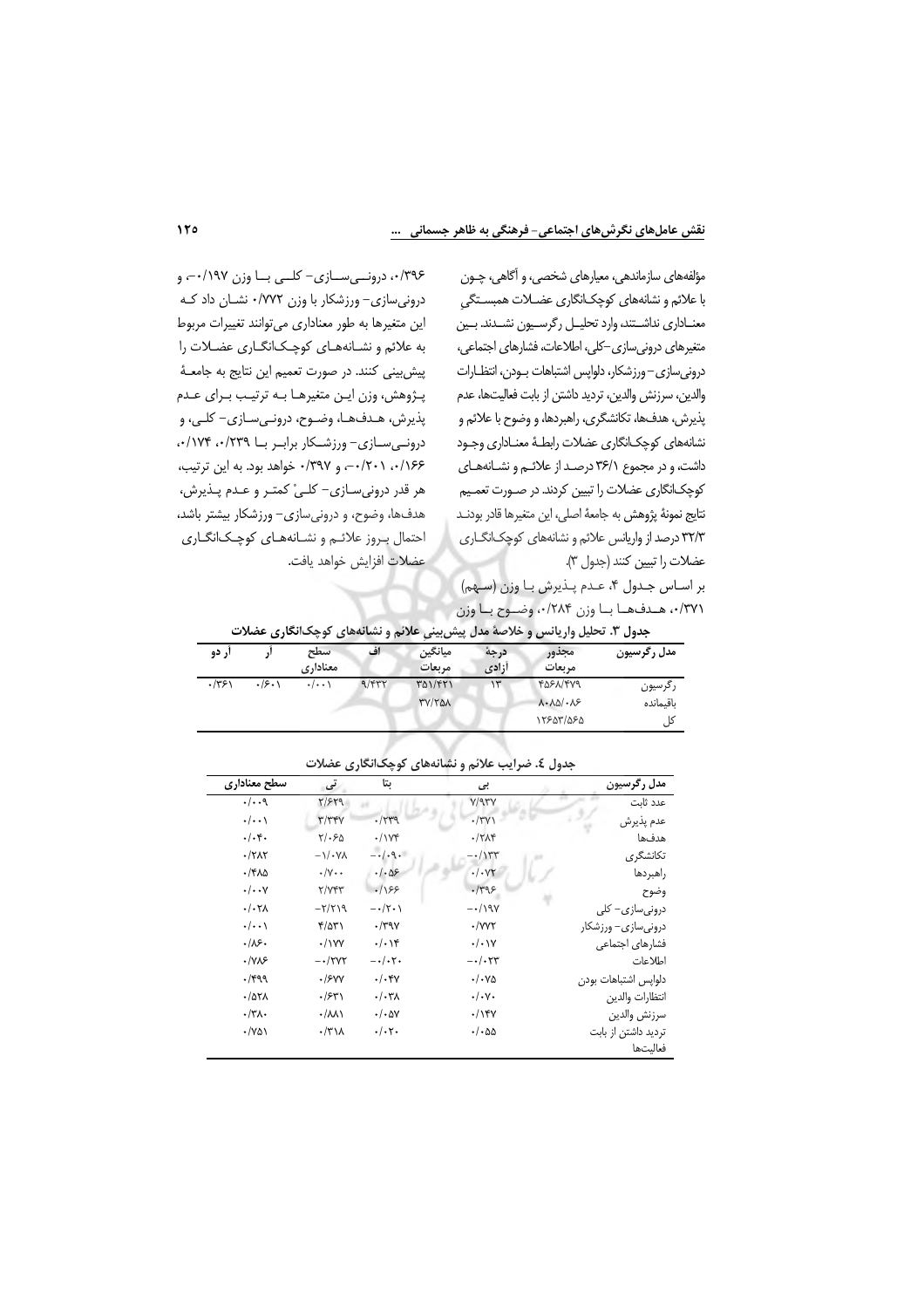مؤلفه‌های سازماندهی، معیارهای شخصی، و آگاهی، چون با علائم و نشانه‌های کوچک‌انگاری عضلات همبستگی معناداری نداشتند، وارد تحلیل رگرسیون نشدند. بین متغیرهای درونی‌سازی-کلی، اطلاعات، فشارهای اجتماعی، درونی‌سازی- ورزشکار، دلواپس اشتباهات بودن، انتظارات والدین، سرزنش والدین، تردید داشتن از بابت فعالیت‌ها، عدم پذیرش، هدف‌ها، تکانشگری، راهبردها، و وضوح با علائم و نشانه‌های کوچک‌انگاری عضلات رابطهٔ معناداری وجود داشت، و در مجموع ۳۶/۱ درصد از علائم و نشانه‌های کوچک‌انگاری عضلات را تبیین کردند. در صورت تعمیم نتایج نمونهٔ پژوهش به جامعهٔ اصلی، این متغیرها قادر بودند ۳۲/۳ درصد از واریانس علائم و نشانه‌های کوچک‌انگاری عضلات را تبیین کنند (جدول ۳).

بر اساس جدول ۴، عدم پذیرش با وزن (سهم) ۰/۳۷۱، هدف‌ها با وزن ۰/۲۸۴، وضوح با وزن ۰/۳۹۶، درونی‌سازی- کلی با وزن ۰/۱۹۷-، و درونی‌سازی- ورزشکار با وزن ۰/۷۷۲ نشان داد که این متغیرها به طور معناداری می‌توانند تغییرات مربوط به علائم و نشانه‌های کوچک‌انگاری عضلات را پیش‌بینی کنند. در صورت تعمیم این نتایج به جامعهٔ پژوهش، وزن این متغیرها به ترتیب برای عدم پذیرش، هدف‌ها، وضوح، درونی‌سازی- کلی، و درونی‌سازی- ورزشکار برابر با ۰/۲۳۹، ۰/۱۷۴، ۰/۱۶۶، ۰/۲۰۱-، و ۰/۳۹۷ خواهد بود. به این ترتیب، هر قدر درونی‌سازی- کلیْ کمتر و عدم پذیرش، هدف‌ها، وضوح، و درونی‌سازی- ورزشکار بیشتر باشد، احتمال بروز علائم و نشانه‌های کوچک‌انگاری عضلات افزایش خواهد یافت.

**جدول ۳. تحلیل واریانس و خلاصهٔ مدل پیش‌بینی علائم و نشانه‌های کوچک‌انگاری عضلات**

| مدل رگرسیون | مجذور مربعات | درجهٔ آزادی | میانگین مربعات | اف | سطح معناداری | آر | آر دو |
|---|---|---|---|---|---|---|---|
| رگرسیون | ۴۵۶۸/۴۷۹ | ۱۳ | ۳۵۱/۴۲۱ | ۹/۴۳۲ | ۰/۰۰۱ | ۰/۶۰۱ | ۰/۳۶۱ |
| باقیمانده | ۸۰۸۵/۰۸۶ | | ۳۷/۲۵۸ | | | | |
| کل | ۱۲۶۵۳/۵۶۵ | | | | | | |

**جدول ٤. ضرایب علائم و نشانه‌های کوچک‌انگاری عضلات**

| مدل رگرسیون | بی | بتا | تی | سطح معناداری |
|---|---|---|---|---|
| عدد ثابت | ۷/۹۳۷ | | ۲/۶۲۹ | ۰/۰۰۹ |
| عدم پذیرش | ۰/۳۷۱ | ۰/۲۳۹ | ۳/۳۴۷ | ۰/۰۰۱ |
| هدف‌ها | ۰/۲۸۴ | ۰/۱۷۴ | ۲/۰۶۵ | ۰/۰۴۰ |
| تکانشگری | ۰/۱۳۳- | ۰/۰۹۰- | ۱/۰۷۸- | ۰/۲۸۲ |
| راهبردها | ۰/۰۷۲ | ۰/۰۵۶ | ۰/۷۰۰ | ۰/۴۸۵ |
| وضوح | ۰/۳۹۶ | ۰/۱۶۶ | ۲/۷۴۳ | ۰/۰۰۷ |
| درونی‌سازی- کلی | ۰/۱۹۷- | ۰/۲۰۱- | ۲/۲۱۹- | ۰/۰۲۸ |
| درونی‌سازی- ورزشکار | ۰/۷۷۲ | ۰/۳۹۷ | ۴/۵۳۱ | ۰/۰۰۱ |
| فشارهای اجتماعی | ۰/۰۱۷ | ۰/۰۱۴ | ۰/۱۷۷ | ۰/۸۶۰ |
| اطلاعات | ۰/۰۲۳- | ۰/۰۲۰- | ۰/۲۷۲- | ۰/۷۸۶ |
| دلواپس اشتباهات بودن | ۰/۰۷۵ | ۰/۰۴۷ | ۰/۶۷۷ | ۰/۴۹۹ |
| انتظارات والدین | ۰/۰۷۰ | ۰/۰۳۸ | ۰/۶۳۱ | ۰/۵۲۸ |
| سرزنش والدین | ۰/۱۴۷ | ۰/۰۵۷ | ۰/۸۸۱ | ۰/۳۸۰ |
| تردید داشتن از بابت فعالیت‌ها | ۰/۰۵۵ | ۰/۰۲۰ | ۰/۳۱۸ | ۰/۷۵۱ |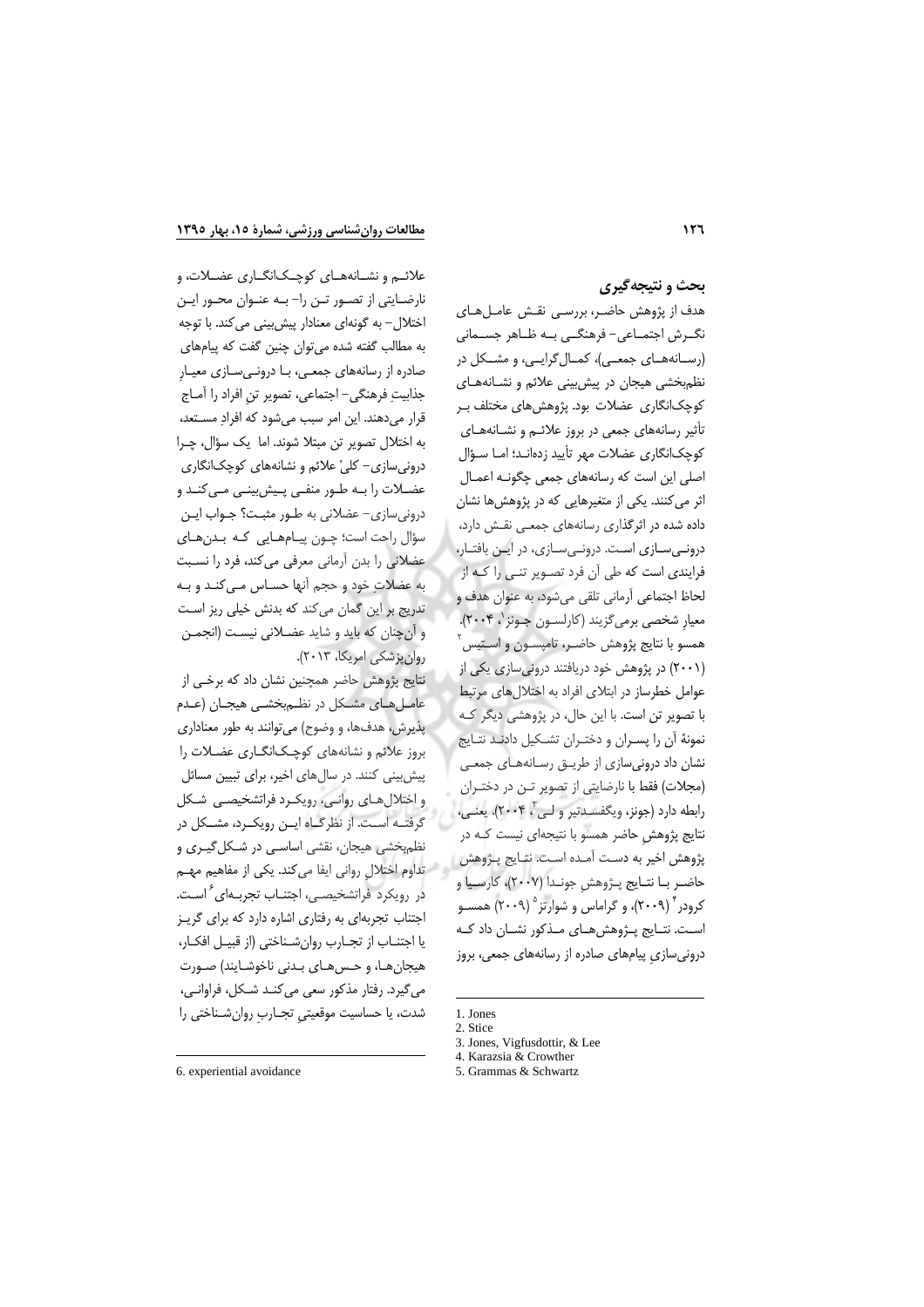## بحث و نتیجه‌گیری

هدف از پژوهش حاضر، بررسی نقش عامل‌های نگرش اجتماعی- فرهنگی به ظاهر جسمانی (رسانه‌های جمعی)، کمال‌گرایی، و مشکل در نظم‌بخشی هیجان در پیش‌بینی علائم و نشانه‌های کوچک‌انگاری عضلات بود. پژوهش‌های مختلف بر تأثیر رسانه‌های جمعی در بروز علائم و نشانه‌های کوچک‌انگاری عضلات مهر تأیید زده‌اند؛ اما سؤال اصلی این است که رسانه‌های جمعی چگونه اعمال اثر می‌کنند. یکی از متغیرهایی که در پژوهش‌ها نشان داده شده در اثرگذاری رسانه‌های جمعی نقش دارد، درونی‌سازی است. درونی‌سازی، در این بافتار، فرایندی است که طی آن فرد تصویر تنی را که از لحاظ اجتماعی آرمانی تلقی می‌شود، به عنوان هدف و معیار شخصی برمی‌گزیند (کارلسون جونز[1]، ۲۰۰۴). همسو با نتایج پژوهش حاضر، تامپسون و استیس[2] (۲۰۰۱) در پژوهش خود دریافتند درونی‌سازی یکی از عوامل خطرساز در ابتلای افراد به اختلال‌های مرتبط با تصویر تن است. با این حال، در پژوهشی دیگر که نمونهٔ آن را پسران و دختران تشکیل دادند نتایج نشان داد درونی‌سازی از طریق رسانه‌های جمعی (مجلات) فقط با نارضایتی از تصویر تن در دختران رابطه دارد (جونز، ویگفسدتیر و لی[3]، ۲۰۰۴). یعنی، نتایج پژوهش حاضر همسو با نتیجه‌ای نیست که در پژوهش اخیر به دست آمده است. نتایج پژوهش حاضر با نتایج پژوهش جوندا (۲۰۰۷)، کارسیا و کرودر[4] (۲۰۰۹)، و گراماس و شوارتز[5] (۲۰۰۹) همسو است. نتایج پژوهش‌های مذکور نشان داد که درونی‌سازیِ پیام‌های صادره از رسانه‌های جمعی، بروز علائم و نشانه‌های کوچک‌انگاری عضلات، و نارضایتی از تصور تن را- به عنوان محور این اختلال- به گونه‌ای معنادار پیش‌بینی می‌کند. با توجه به مطالب گفته شده می‌توان چنین گفت که پیام‌های صادره از رسانه‌های جمعی، با درونی‌سازی معیارِ جذابیتِ فرهنگی- اجتماعی، تصویر تنِ افراد را آماج قرار می‌دهند. این امر سبب می‌شود که افرادِ مستعد، به اختلال تصویر تن مبتلا شوند. اما یک سؤال، چرا درونی‌سازی- کلیْ علائم و نشانه‌های کوچک‌انگاری عضلات را به طور منفی پیش‌بینی می‌کند و درونی‌سازی- عضلانی به طور مثبت؟ جواب این سؤال راحت است؛ چون پیام‌هایی که بدن‌های عضلانی را بدن آرمانی معرفی می‌کند، فرد را نسبت به عضلاتِ خود و حجم آنها حساس می‌کند و به تدریج بر این گمان می‌کند که بدنش خیلی ریز است و آن‌چنان که باید و شاید عضلانی نیست (انجمن روان‌پزشکی امریکا، ۲۰۱۳).

نتایج پژوهش حاضر همچنین نشان داد که برخی از عامل‌های مشکل در نظم‌بخشی هیجان (عدم پذیرش، هدف‌ها، و وضوح) می‌توانند به طور معناداری بروز علائم و نشانه‌های کوچک‌انگاری عضلات را پیش‌بینی کنند. در سال‌های اخیر، برای تبیین مسائل و اختلال‌های روانی، رویکرد فراتشخیصی شکل گرفته است. از نظرگاه این رویکرد، مشکل در نظم‌بخشیِ هیجان، نقشی اساسی در شکل‌گیری و تداوم اختلال روانی ایفا می‌کند. یکی از مفاهیم مهم در رویکرد فراتشخیصی، اجتناب تجربه‌ای[6] است. اجتناب تجربه‌ای به رفتاری اشاره دارد که برای گریز یا اجتناب از تجارب روان‌شناختی (از قبیل افکار، هیجان‌ها، و حس‌های بدنی ناخوشایند) صورت می‌گیرد. رفتار مذکور سعی می‌کند شکل، فراوانی، شدت، یا حساسیت موقعیتیِ تجاربِ روان‌شناختی را

---

1. Jones
2. Stice
3. Jones, Vigfusdottir, & Lee
4. Karazsia & Crowther
5. Grammas & Schwartz
6. experiential avoidance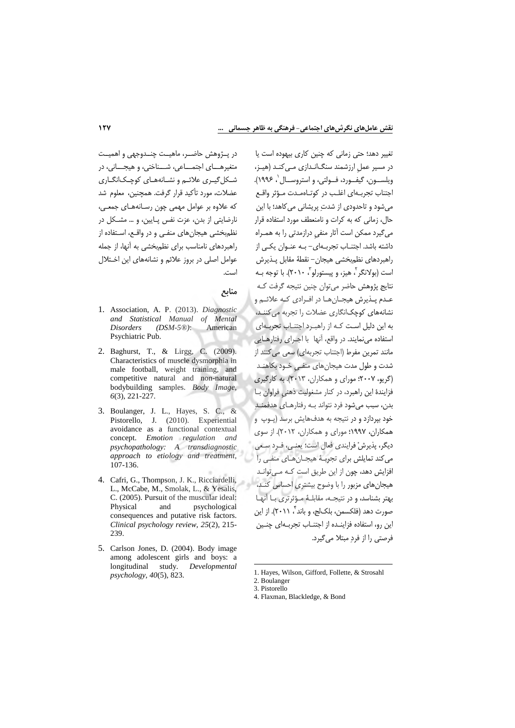تغییر دهد؛ حتی زمانی که چنین کاری بیهوده است یا در مسیر عملِ ارزشمند سنگ‌اندازی می‌کند (هیز، ویلسون، گیفورد، فولتی، و استروسال[1]، ۱۹۹۶). اجتناب تجربه‌ای اغلب در کوتاه‌مدت مؤثر واقع می‌شود و تاحدودی از شدتِ پریشانی می‌کاهد؛ با این حال، زمانی که به کرات و نامنعطف مورد استفاده قرار می‌گیرد ممکن است آثار منفیِ درازمدتی را به همراه داشته باشد. اجتناب تجربه‌ای- به عنوان یکی از راهبردهای نظم‌بخشی هیجان- نقطهٔ مقابل پذیرش است (بولانگر[2]، هیز، و پیستورلو[3]، ۲۰۱۰). با توجه به نتایج پژوهش حاضر می‌توان چنین نتیجه گرفت که عدم پذیرش هیجان‌ها در افرادی که علائم و نشانه‌های کوچک‌انگاری عضلات را تجربه می‌کنند، به این دلیل است که از راهبرد اجتناب تجربه‌ای استفاده می‌نمایند. در واقع، آنها با اجرای رفتارهایی مانند تمرین مفرط (اجتناب تجربه‌ای) سعی می‌کنند از شدت و طول مدت هیجان‌های منفیِ خود بکاهند (گریو، ۲۰۰۷؛ مورای و همکاران، ۲۰۱۳). به کارگیری فزایندهٔ این راهبرد، در کنار مشغولیت ذهنیِ فراوان با بدن، سبب می‌شود فرد نتواند به رفتارهای هدفمندِ خود بپردازد و در نتیجه به هدف‌هایش برسد (پوپ و همکاران، ۱۹۹۷؛ مورای و همکاران، ۲۰۱۲). از سوی دیگر، پذیرش فرایندی فعال است؛ یعنی، فرد سعی می‌کند تمایلش برای تجربهٔ هیجان‌های منفی را افزایش دهد، چون از این طریق است که می‌تواند هیجان‌های مزبور را با وضوح بیشتری احساس کند، بهتر بشناسد، و در نتیجه، مقابلهٔ مؤثرتری با آنها صورت دهد (فلکسمن، بلک‌لج، و باند[4]، ۲۰۱۱). از این رو، استفاده فزاینده از اجتناب تجربه‌ای چنین فرصتی را از فردِ مبتلا می‌گیرد.

در پژوهش حاضر، ماهیت چندوجهی و اهمیت متغیرهای اجتماعی، شناختی، و هیجانی، در شکل‌گیری علائم و نشانه‌های کوچک‌انگاری عضلات، مورد تأکید قرار گرفت. همچنین، معلوم شد که علاوه بر عوامل مهمی چون رسانه‌های جمعی، نارضایتی از بدن، عزت نفس پایین، و ... مشکل در نظم‌بخشی هیجان‌های منفی و در واقع، استفاده از راهبردهای نامناسب برای نظم‌بخشی به آنها، از جمله عوامل اصلی در بروز علائم و نشانه‌های این اختلال است.

## منابع

1. Association, A. P. (2013). *Diagnostic and Statistical Manual of Mental Disorders (DSM-5®)*: American Psychiatric Pub.
2. Baghurst, T., & Lirgg, C. (2009). Characteristics of muscle dysmorphia in male football, weight training, and competitive natural and non-natural bodybuilding samples. *Body Image*, *6*(3), 221-227.
3. Boulanger, J. L., Hayes, S. C., & Pistorello, J. (2010). Experiential avoidance as a functional contextual concept. *Emotion regulation and psychopathology: A transdiagnostic approach to etiology and treatment*, 107-136.
4. Cafri, G., Thompson, J. K., Ricciardelli, L., McCabe, M., Smolak, L., & Yesalis, C. (2005). Pursuit of the muscular ideal: Physical and psychological consequences and putative risk factors. *Clinical psychology review*, *25*(2), 215-239.
5. Carlson Jones, D. (2004). Body image among adolescent girls and boys: a longitudinal study. *Developmental psychology*, *40*(5), 823.

---

1. Hayes, Wilson, Gifford, Follette, & Strosahl
2. Boulanger
3. Pistorello
4. Flaxman, Blackledge, & Bond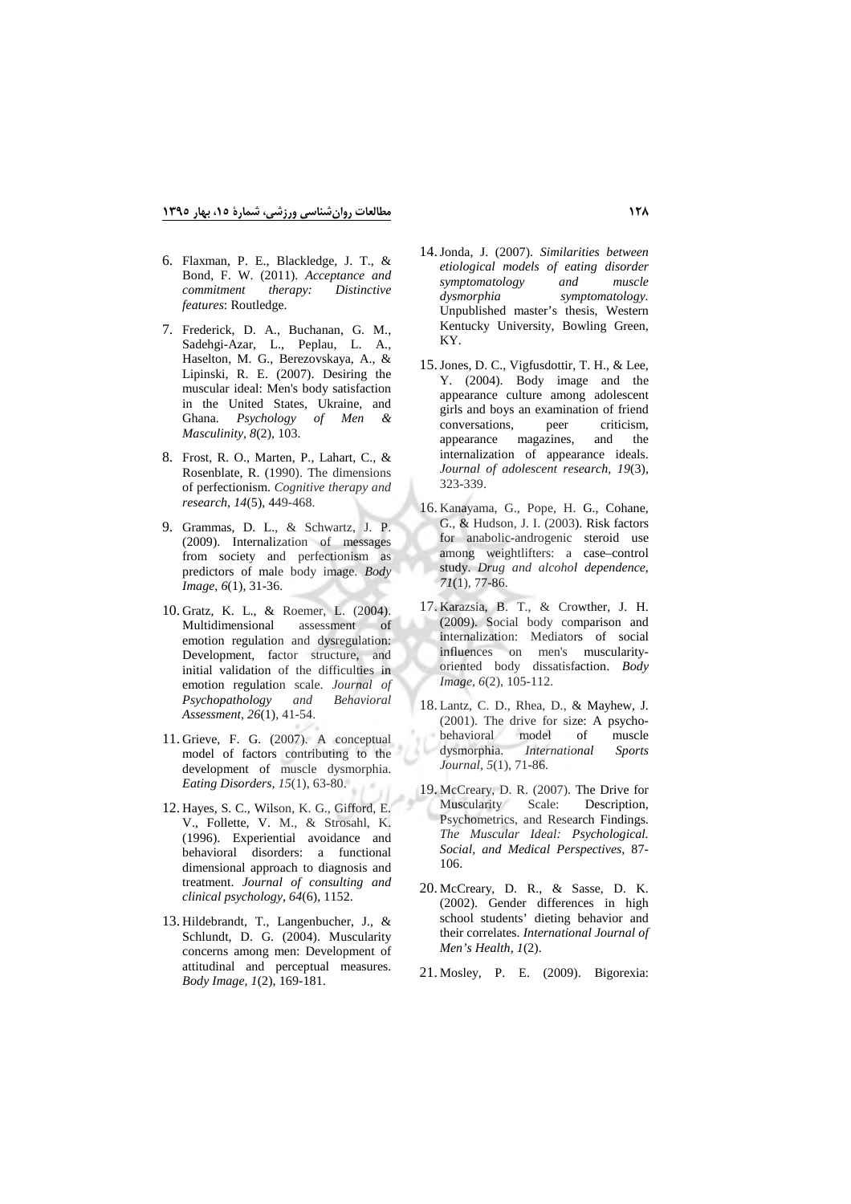6. Flaxman, P. E., Blackledge, J. T., & Bond, F. W. (2011). *Acceptance and commitment therapy: Distinctive features*: Routledge.

7. Frederick, D. A., Buchanan, G. M., Sadehgi-Azar, L., Peplau, L. A., Haselton, M. G., Berezovskaya, A., & Lipinski, R. E. (2007). Desiring the muscular ideal: Men's body satisfaction in the United States, Ukraine, and Ghana. *Psychology of Men & Masculinity, 8*(2), 103.

8. Frost, R. O., Marten, P., Lahart, C., & Rosenblate, R. (1990). The dimensions of perfectionism. *Cognitive therapy and research, 14*(5), 449-468.

9. Grammas, D. L., & Schwartz, J. P. (2009). Internalization of messages from society and perfectionism as predictors of male body image. *Body Image, 6*(1), 31-36.

10. Gratz, K. L., & Roemer, L. (2004). Multidimensional assessment of emotion regulation and dysregulation: Development, factor structure, and initial validation of the difficulties in emotion regulation scale. *Journal of Psychopathology and Behavioral Assessment, 26*(1), 41-54.

11. Grieve, F. G. (2007). A conceptual model of factors contributing to the development of muscle dysmorphia. *Eating Disorders, 15*(1), 63-80.

12. Hayes, S. C., Wilson, K. G., Gifford, E. V., Follette, V. M., & Strosahl, K. (1996). Experiential avoidance and behavioral disorders: a functional dimensional approach to diagnosis and treatment. *Journal of consulting and clinical psychology, 64*(6), 1152.

13. Hildebrandt, T., Langenbucher, J., & Schlundt, D. G. (2004). Muscularity concerns among men: Development of attitudinal and perceptual measures. *Body Image, 1*(2), 169-181.

14. Jonda, J. (2007). *Similarities between etiological models of eating disorder symptomatology and muscle dysmorphia symptomatology.* Unpublished master's thesis, Western Kentucky University, Bowling Green, KY.

15. Jones, D. C., Vigfusdottir, T. H., & Lee, Y. (2004). Body image and the appearance culture among adolescent girls and boys an examination of friend conversations, peer criticism, appearance magazines, and the internalization of appearance ideals. *Journal of adolescent research, 19*(3), 323-339.

16. Kanayama, G., Pope, H. G., Cohane, G., & Hudson, J. I. (2003). Risk factors for anabolic-androgenic steroid use among weightlifters: a case–control study. *Drug and alcohol dependence, 71*(1), 77-86.

17. Karazsia, B. T., & Crowther, J. H. (2009). Social body comparison and internalization: Mediators of social influences on men's muscularity-oriented body dissatisfaction. *Body Image, 6*(2), 105-112.

18. Lantz, C. D., Rhea, D., & Mayhew, J. (2001). The drive for size: A psycho-behavioral model of muscle dysmorphia. *International Sports Journal, 5*(1), 71-86.

19. McCreary, D. R. (2007). The Drive for Muscularity Scale: Description, Psychometrics, and Research Findings. *The Muscular Ideal: Psychological. Social, and Medical Perspectives*, 87-106.

20. McCreary, D. R., & Sasse, D. K. (2002). Gender differences in high school students' dieting behavior and their correlates. *International Journal of Men's Health, 1*(2).

21. Mosley, P. E. (2009). Bigorexia: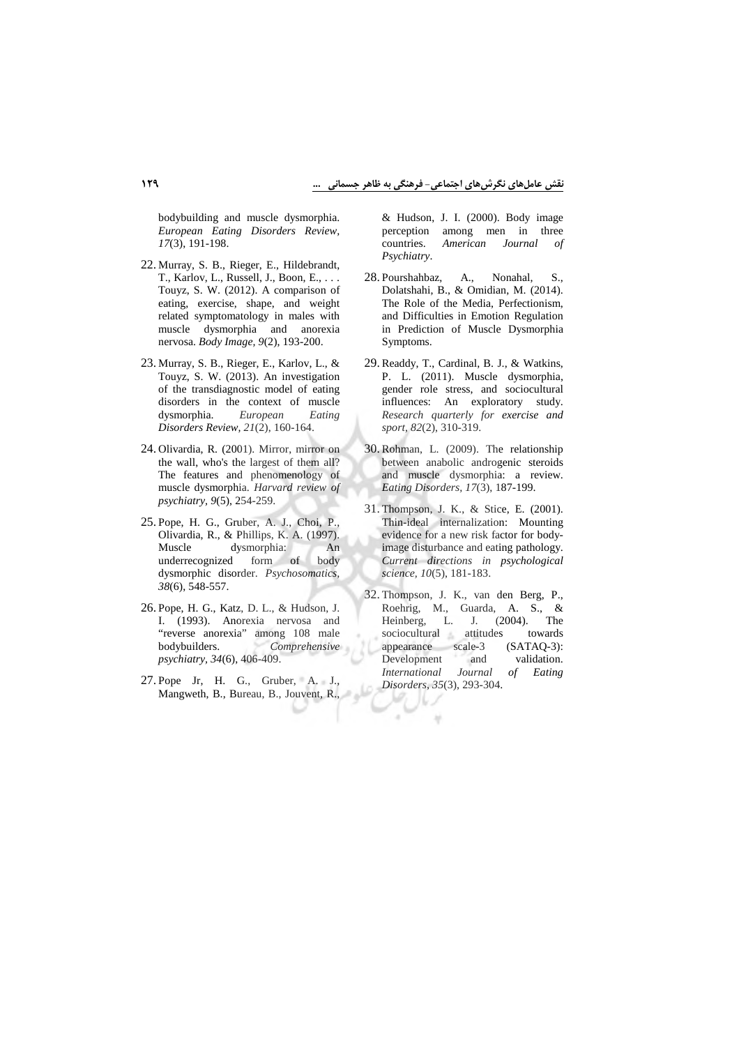bodybuilding and muscle dysmorphia. *European Eating Disorders Review, 17*(3), 191-198.

22. Murray, S. B., Rieger, E., Hildebrandt, T., Karlov, L., Russell, J., Boon, E., . . . Touyz, S. W. (2012). A comparison of eating, exercise, shape, and weight related symptomatology in males with muscle dysmorphia and anorexia nervosa. *Body Image, 9*(2), 193-200.

23. Murray, S. B., Rieger, E., Karlov, L., & Touyz, S. W. (2013). An investigation of the transdiagnostic model of eating disorders in the context of muscle dysmorphia. *European Eating Disorders Review, 21*(2), 160-164.

24. Olivardia, R. (2001). Mirror, mirror on the wall, who's the largest of them all? The features and phenomenology of muscle dysmorphia. *Harvard review of psychiatry, 9*(5), 254-259.

25. Pope, H. G., Gruber, A. J., Choi, P., Olivardia, R., & Phillips, K. A. (1997). Muscle dysmorphia: An underrecognized form of body dysmorphic disorder. *Psychosomatics, 38*(6), 548-557.

26. Pope, H. G., Katz, D. L., & Hudson, J. I. (1993). Anorexia nervosa and "reverse anorexia" among 108 male bodybuilders. *Comprehensive psychiatry, 34*(6), 406-409.

27. Pope Jr, H. G., Gruber, A. J., Mangweth, B., Bureau, B., Jouvent, R., & Hudson, J. I. (2000). Body image perception among men in three countries. *American Journal of Psychiatry*.

28. Pourshahbaz, A., Nonahal, S., Dolatshahi, B., & Omidian, M. (2014). The Role of the Media, Perfectionism, and Difficulties in Emotion Regulation in Prediction of Muscle Dysmorphia Symptoms.

29. Readdy, T., Cardinal, B. J., & Watkins, P. L. (2011). Muscle dysmorphia, gender role stress, and sociocultural influences: An exploratory study. *Research quarterly for exercise and sport, 82*(2), 310-319.

30. Rohman, L. (2009). The relationship between anabolic androgenic steroids and muscle dysmorphia: a review. *Eating Disorders, 17*(3), 187-199.

31. Thompson, J. K., & Stice, E. (2001). Thin-ideal internalization: Mounting evidence for a new risk factor for body-image disturbance and eating pathology. *Current directions in psychological science, 10*(5), 181-183.

32. Thompson, J. K., van den Berg, P., Roehrig, M., Guarda, A. S., & Heinberg, L. J. (2004). The sociocultural attitudes towards appearance scale-3 (SATAQ-3): Development and validation. *International Journal of Eating Disorders, 35*(3), 293-304.